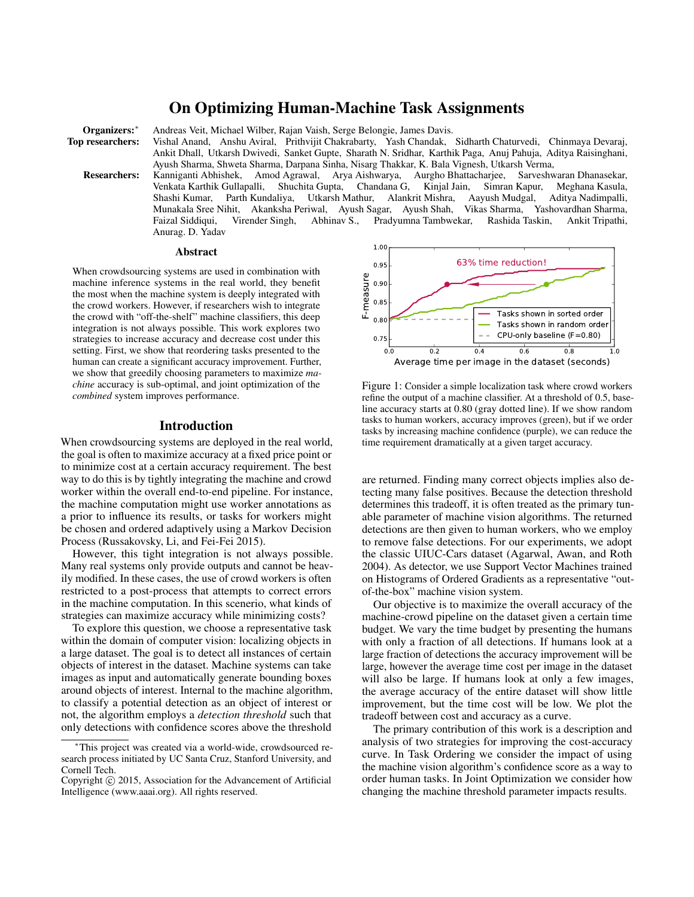# On Optimizing Human-Machine Task Assignments

**Organizers:**[*] Andreas Veit, Michael Wilber, Rajan Vaish, Serge Belongie, James Davis.

**Top researchers:** Vishal Anand, Anshu Aviral, Prithvijit Chakrabarty, Yash Chandak, Sidharth Chaturvedi, Chinmaya Devaraj, Ankit Dhall, Utkarsh Dwivedi, Sanket Gupte, Sharath N. Sridhar, Karthik Paga, Anuj Pahuja, Aditya Raisinghani, Ayush Sharma, Shweta Sharma, Darpana Sinha, Nisarg Thakkar, K. Bala Vignesh, Utkarsh Verma,

**Researchers:** Kanniganti Abhishek, Amod Agrawal, Arya Aishwarya, Aurgho Bhattacharjee, Sarveshwaran Dhanasekar, Venkata Karthik Gullapalli, Shuchita Gupta, Chandana G, Kinjal Jain, Simran Kapur, Meghana Kasula, Shashi Kumar, Parth Kundaliya, Utkarsh Mathur, Alankrit Mishra, Aayush Mudgal, Aditya Nadimpalli, Munakala Sree Nihit, Akanksha Periwal, Ayush Sagar, Ayush Shah, Vikas Sharma, Yashovardhan Sharma, Faizal Siddiqui, Virender Singh, Abhinav S., Pradyumna Tambwekar, Rashida Taskin, Ankit Tripathi, Anurag. D. Yadav

## Abstract

When crowdsourcing systems are used in combination with machine inference systems in the real world, they benefit the most when the machine system is deeply integrated with the crowd workers. However, if researchers wish to integrate the crowd with "off-the-shelf" machine classifiers, this deep integration is not always possible. This work explores two strategies to increase accuracy and decrease cost under this setting. First, we show that reordering tasks presented to the human can create a significant accuracy improvement. Further, we show that greedily choosing parameters to maximize *machine* accuracy is sub-optimal, and joint optimization of the *combined* system improves performance.

## Introduction

When crowdsourcing systems are deployed in the real world, the goal is often to maximize accuracy at a fixed price point or to minimize cost at a certain accuracy requirement. The best way to do this is by tightly integrating the machine and crowd worker within the overall end-to-end pipeline. For instance, the machine computation might use worker annotations as a prior to influence its results, or tasks for workers might be chosen and ordered adaptively using a Markov Decision Process (Russakovsky, Li, and Fei-Fei 2015).

However, this tight integration is not always possible. Many real systems only provide outputs and cannot be heavily modified. In these cases, the use of crowd workers is often restricted to a post-process that attempts to correct errors in the machine computation. In this scenerio, what kinds of strategies can maximize accuracy while minimizing costs?

To explore this question, we choose a representative task within the domain of computer vision: localizing objects in a large dataset. The goal is to detect all instances of certain objects of interest in the dataset. Machine systems can take images as input and automatically generate bounding boxes around objects of interest. Internal to the machine algorithm, to classify a potential detection as an object of interest or not, the algorithm employs a *detection threshold* such that only detections with confidence scores above the threshold are returned. Finding many correct objects implies also detecting many false positives. Because the detection threshold determines this tradeoff, it is often treated as the primary tunable parameter of machine vision algorithms. The returned detections are then given to human workers, who we employ to remove false detections. For our experiments, we adopt the classic UIUC-Cars dataset (Agarwal, Awan, and Roth 2004). As detector, we use Support Vector Machines trained on Histograms of Ordered Gradients as a representative "out-of-the-box" machine vision system.

Our objective is to maximize the overall accuracy of the machine-crowd pipeline on the dataset given a certain time budget. We vary the time budget by presenting the humans with only a fraction of all detections. If humans look at a large fraction of detections the accuracy improvement will be large, however the average time cost per image in the dataset will also be large. If humans look at only a few images, the average accuracy of the entire dataset will show little improvement, but the time cost will be low. We plot the tradeoff between cost and accuracy as a curve.

The primary contribution of this work is a description and analysis of two strategies for improving the cost-accuracy curve. In Task Ordering we consider the impact of using the machine vision algorithm's confidence score as a way to order human tasks. In Joint Optimization we consider how changing the machine threshold parameter impacts results.

Figure 1: Consider a simple localization task where crowd workers refine the output of a machine classifier. At a threshold of 0.5, baseline accuracy starts at 0.80 (gray dotted line). If we show random tasks to human workers, accuracy improves (green), but if we order tasks by increasing machine confidence (purple), we can reduce the time requirement dramatically at a given target accuracy.

[*] This project was created via a world-wide, crowdsourced research process initiated by UC Santa Cruz, Stanford University, and Cornell Tech.

Copyright © 2015, Association for the Advancement of Artificial Intelligence (www.aaai.org). All rights reserved.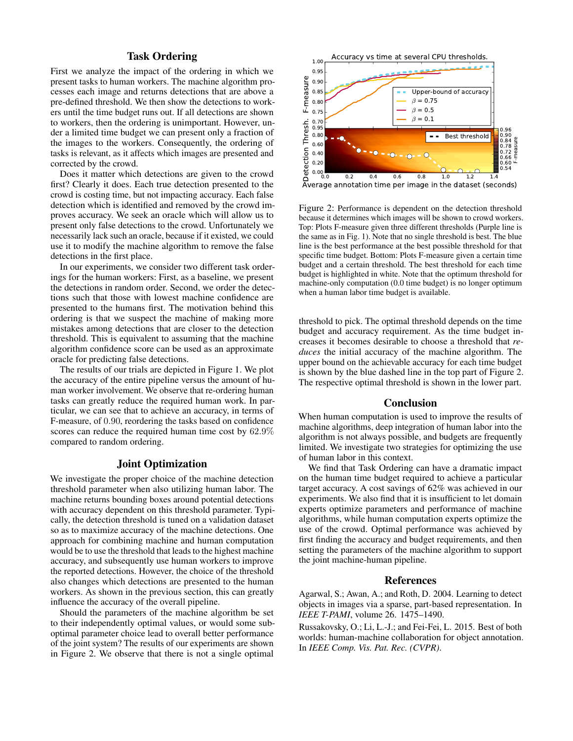## Task Ordering

First we analyze the impact of the ordering in which we present tasks to human workers. The machine algorithm processes each image and returns detections that are above a pre-defined threshold. We then show the detections to workers until the time budget runs out. If all detections are shown to workers, then the ordering is unimportant. However, under a limited time budget we can present only a fraction of the images to the workers. Consequently, the ordering of tasks is relevant, as it affects which images are presented and corrected by the crowd.

Does it matter which detections are given to the crowd first? Clearly it does. Each true detection presented to the crowd is costing time, but not impacting accuracy. Each false detection which is identified and removed by the crowd improves accuracy. We seek an oracle which will allow us to present only false detections to the crowd. Unfortunately we necessarily lack such an oracle, because if it existed, we could use it to modify the machine algorithm to remove the false detections in the first place.

In our experiments, we consider two different task orderings for the human workers: First, as a baseline, we present the detections in random order. Second, we order the detections such that those with lowest machine confidence are presented to the humans first. The motivation behind this ordering is that we suspect the machine of making more mistakes among detections that are closer to the detection threshold. This is equivalent to assuming that the machine algorithm confidence score can be used as an approximate oracle for predicting false detections.

The results of our trials are depicted in Figure 1. We plot the accuracy of the entire pipeline versus the amount of human worker involvement. We observe that re-ordering human tasks can greatly reduce the required human work. In particular, we can see that to achieve an accuracy, in terms of F-measure, of $0.90$, reordering the tasks based on confidence scores can reduce the required human time cost by $62.9\%$ compared to random ordering.

## Joint Optimization

We investigate the proper choice of the machine detection threshold parameter when also utilizing human labor. The machine returns bounding boxes around potential detections with accuracy dependent on this threshold parameter. Typically, the detection threshold is tuned on a validation dataset so as to maximize accuracy of the machine detections. One approach for combining machine and human computation would be to use the threshold that leads to the highest machine accuracy, and subsequently use human workers to improve the reported detections. However, the choice of the threshold also changes which detections are presented to the human workers. As shown in the previous section, this can greatly influence the accuracy of the overall pipeline.

Should the parameters of the machine algorithm be set to their independently optimal values, or would some sub-optimal parameter choice lead to overall better performance of the joint system? The results of our experiments are shown in Figure 2. We observe that there is not a single optimal threshold to pick. The optimal threshold depends on the time budget and accuracy requirement. As the time budget increases it becomes desirable to choose a threshold that *reduces* the initial accuracy of the machine algorithm. The upper bound on the achievable accuracy for each time budget is shown by the blue dashed line in the top part of Figure 2. The respective optimal threshold is shown in the lower part.

Accuracy vs time at several CPU thresholds.

F-measure

1.00
0.95
0.90
0.85
0.80
0.75
0.70

Upper-bound of accuracy
$\beta = 0.75$
$\beta = 0.5$
$\beta = 0.1$

Detection Thresh.

0.95
0.80
0.60
0.40
0.20
0.00

Best threshold

0.0 0.2 0.4 0.6 0.8 1.0 1.2 1.4

Average annotation time per image in the dataset (seconds)

F-measure

0.96
0.90
0.84
0.78
0.72
0.66
0.60
0.54

Figure 2: Performance is dependent on the detection threshold because it determines which images will be shown to crowd workers. Top: Plots F-measure given three different thresholds (Purple line is the same as in Fig. 1). Note that no single threshold is best. The blue line is the best performance at the best possible threshold for that specific time budget. Bottom: Plots F-measure given a certain time budget and a certain threshold. The best threshold for each time budget is highlighted in white. Note that the optimum threshold for machine-only computation (0.0 time budget) is no longer optimum when a human labor time budget is available.

## Conclusion

When human computation is used to improve the results of machine algorithms, deep integration of human labor into the algorithm is not always possible, and budgets are frequently limited. We investigate two strategies for optimizing the use of human labor in this context.

We find that Task Ordering can have a dramatic impact on the human time budget required to achieve a particular target accuracy. A cost savings of 62% was achieved in our experiments. We also find that it is insufficient to let domain experts optimize parameters and performance of machine algorithms, while human computation experts optimize the use of the crowd. Optimal performance was achieved by first finding the accuracy and budget requirements, and then setting the parameters of the machine algorithm to support the joint machine-human pipeline.

## References

Agarwal, S.; Awan, A.; and Roth, D. 2004. Learning to detect objects in images via a sparse, part-based representation. In *IEEE T-PAMI*, volume 26. 1475–1490.

Russakovsky, O.; Li, L.-J.; and Fei-Fei, L. 2015. Best of both worlds: human-machine collaboration for object annotation. In *IEEE Comp. Vis. Pat. Rec. (CVPR)*.